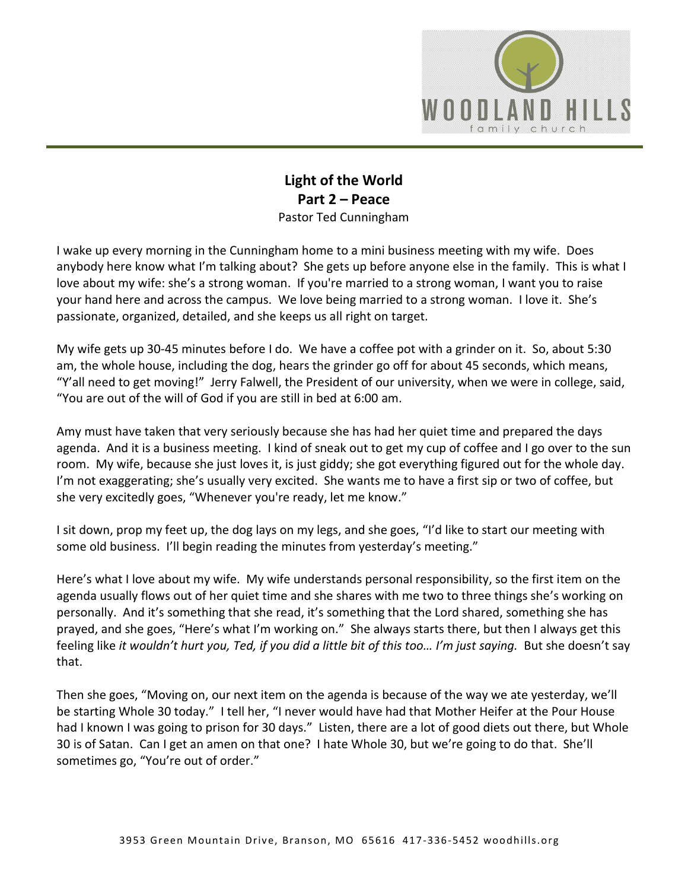# Light of the World
## Part 2 – Peace
Pastor Ted Cunningham

I wake up every morning in the Cunningham home to a mini business meeting with my wife. Does anybody here know what I'm talking about? She gets up before anyone else in the family. This is what I love about my wife: she's a strong woman. If you're married to a strong woman, I want you to raise your hand here and across the campus. We love being married to a strong woman. I love it. She's passionate, organized, detailed, and she keeps us all right on target.

My wife gets up 30-45 minutes before I do. We have a coffee pot with a grinder on it. So, about 5:30 am, the whole house, including the dog, hears the grinder go off for about 45 seconds, which means, "Y'all need to get moving!" Jerry Falwell, the President of our university, when we were in college, said, "You are out of the will of God if you are still in bed at 6:00 am.

Amy must have taken that very seriously because she has had her quiet time and prepared the days agenda. And it is a business meeting. I kind of sneak out to get my cup of coffee and I go over to the sun room. My wife, because she just loves it, is just giddy; she got everything figured out for the whole day. I'm not exaggerating; she's usually very excited. She wants me to have a first sip or two of coffee, but she very excitedly goes, "Whenever you're ready, let me know."

I sit down, prop my feet up, the dog lays on my legs, and she goes, "I'd like to start our meeting with some old business. I'll begin reading the minutes from yesterday's meeting."

Here's what I love about my wife. My wife understands personal responsibility, so the first item on the agenda usually flows out of her quiet time and she shares with me two to three things she's working on personally. And it's something that she read, it's something that the Lord shared, something she has prayed, and she goes, "Here's what I'm working on." She always starts there, but then I always get this feeling like *it wouldn't hurt you, Ted, if you did a little bit of this too… I'm just saying.* But she doesn't say that.

Then she goes, "Moving on, our next item on the agenda is because of the way we ate yesterday, we'll be starting Whole 30 today." I tell her, "I never would have had that Mother Heifer at the Pour House had I known I was going to prison for 30 days." Listen, there are a lot of good diets out there, but Whole 30 is of Satan. Can I get an amen on that one? I hate Whole 30, but we're going to do that. She'll sometimes go, "You're out of order."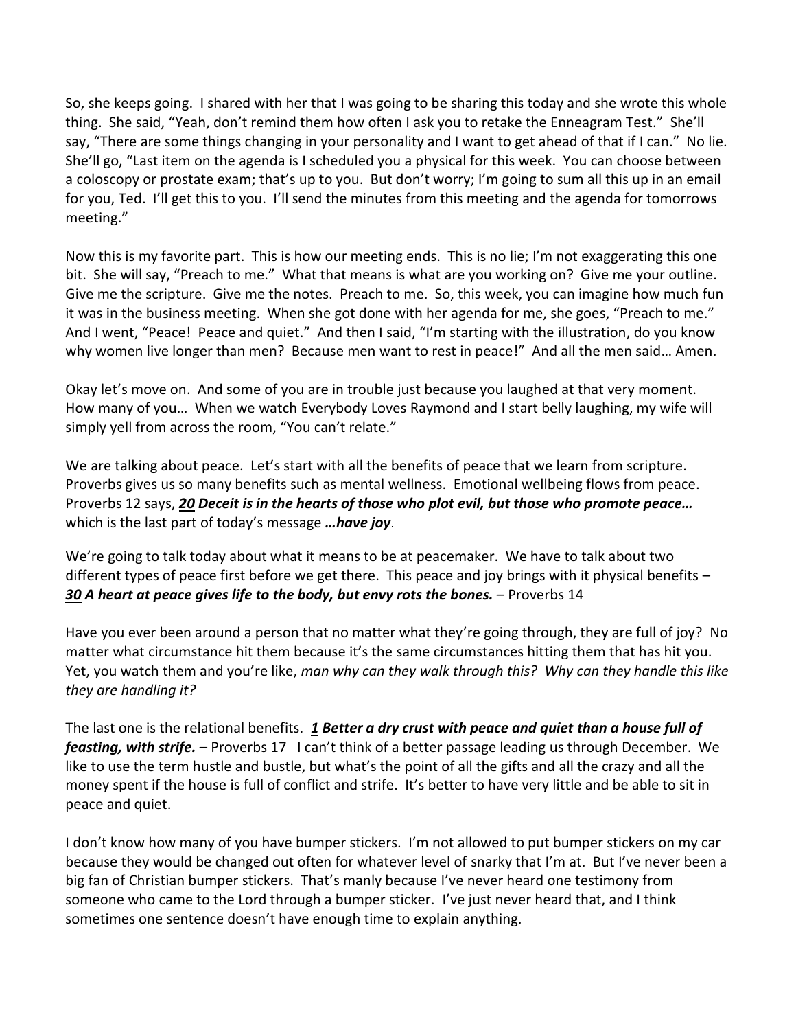So, she keeps going. I shared with her that I was going to be sharing this today and she wrote this whole thing. She said, "Yeah, don't remind them how often I ask you to retake the Enneagram Test." She'll say, "There are some things changing in your personality and I want to get ahead of that if I can." No lie. She'll go, "Last item on the agenda is I scheduled you a physical for this week. You can choose between a coloscopy or prostate exam; that's up to you. But don't worry; I'm going to sum all this up in an email for you, Ted. I'll get this to you. I'll send the minutes from this meeting and the agenda for tomorrows meeting."

Now this is my favorite part. This is how our meeting ends. This is no lie; I'm not exaggerating this one bit. She will say, "Preach to me." What that means is what are you working on? Give me your outline. Give me the scripture. Give me the notes. Preach to me. So, this week, you can imagine how much fun it was in the business meeting. When she got done with her agenda for me, she goes, "Preach to me." And I went, "Peace! Peace and quiet." And then I said, "I'm starting with the illustration, do you know why women live longer than men? Because men want to rest in peace!" And all the men said… Amen.

Okay let's move on. And some of you are in trouble just because you laughed at that very moment. How many of you… When we watch Everybody Loves Raymond and I start belly laughing, my wife will simply yell from across the room, "You can't relate."

We are talking about peace. Let's start with all the benefits of peace that we learn from scripture. Proverbs gives us so many benefits such as mental wellness. Emotional wellbeing flows from peace. Proverbs 12 says, ***<u>20</u> Deceit is in the hearts of those who plot evil, but those who promote peace…*** which is the last part of today's message ***…have joy***.

We're going to talk today about what it means to be at peacemaker. We have to talk about two different types of peace first before we get there. This peace and joy brings with it physical benefits – ***<u>30</u> A heart at peace gives life to the body, but envy rots the bones.*** – Proverbs 14

Have you ever been around a person that no matter what they're going through, they are full of joy? No matter what circumstance hit them because it's the same circumstances hitting them that has hit you. Yet, you watch them and you're like, *man why can they walk through this? Why can they handle this like they are handling it?*

The last one is the relational benefits. ***<u>1</u> Better a dry crust with peace and quiet than a house full of feasting, with strife.*** – Proverbs 17 I can't think of a better passage leading us through December. We like to use the term hustle and bustle, but what's the point of all the gifts and all the crazy and all the money spent if the house is full of conflict and strife. It's better to have very little and be able to sit in peace and quiet.

I don't know how many of you have bumper stickers. I'm not allowed to put bumper stickers on my car because they would be changed out often for whatever level of snarky that I'm at. But I've never been a big fan of Christian bumper stickers. That's manly because I've never heard one testimony from someone who came to the Lord through a bumper sticker. I've just never heard that, and I think sometimes one sentence doesn't have enough time to explain anything.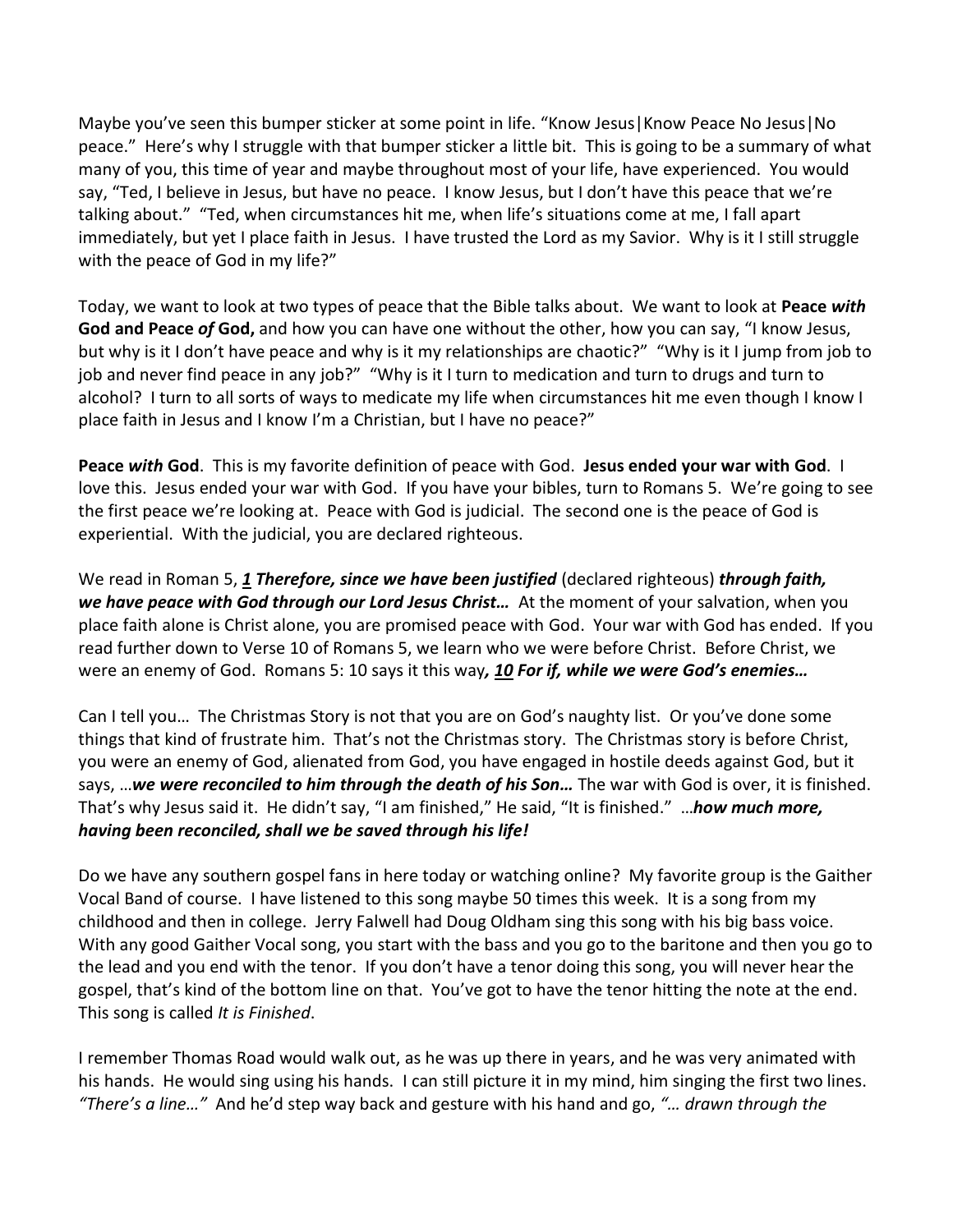Maybe you've seen this bumper sticker at some point in life. "Know Jesus|Know Peace No Jesus|No peace." Here's why I struggle with that bumper sticker a little bit. This is going to be a summary of what many of you, this time of year and maybe throughout most of your life, have experienced. You would say, "Ted, I believe in Jesus, but have no peace. I know Jesus, but I don't have this peace that we're talking about." "Ted, when circumstances hit me, when life's situations come at me, I fall apart immediately, but yet I place faith in Jesus. I have trusted the Lord as my Savior. Why is it I still struggle with the peace of God in my life?"

Today, we want to look at two types of peace that the Bible talks about. We want to look at **Peace *with* God and Peace *of* God,** and how you can have one without the other, how you can say, "I know Jesus, but why is it I don't have peace and why is it my relationships are chaotic?" "Why is it I jump from job to job and never find peace in any job?" "Why is it I turn to medication and turn to drugs and turn to alcohol? I turn to all sorts of ways to medicate my life when circumstances hit me even though I know I place faith in Jesus and I know I'm a Christian, but I have no peace?"

**Peace *with* God**. This is my favorite definition of peace with God. **Jesus ended your war with God**. I love this. Jesus ended your war with God. If you have your bibles, turn to Romans 5. We're going to see the first peace we're looking at. Peace with God is judicial. The second one is the peace of God is experiential. With the judicial, you are declared righteous.

We read in Roman 5, ***1 Therefore, since we have been justified*** (declared righteous) ***through faith, we have peace with God through our Lord Jesus Christ…*** At the moment of your salvation, when you place faith alone is Christ alone, you are promised peace with God. Your war with God has ended. If you read further down to Verse 10 of Romans 5, we learn who we were before Christ. Before Christ, we were an enemy of God. Romans 5: 10 says it this way***, 10 For if, while we were God's enemies…***

Can I tell you… The Christmas Story is not that you are on God's naughty list. Or you've done some things that kind of frustrate him. That's not the Christmas story. The Christmas story is before Christ, you were an enemy of God, alienated from God, you have engaged in hostile deeds against God, but it says, …***we were reconciled to him through the death of his Son…*** The war with God is over, it is finished. That's why Jesus said it. He didn't say, "I am finished," He said, "It is finished." …***how much more, having been reconciled, shall we be saved through his life!***

Do we have any southern gospel fans in here today or watching online? My favorite group is the Gaither Vocal Band of course. I have listened to this song maybe 50 times this week. It is a song from my childhood and then in college. Jerry Falwell had Doug Oldham sing this song with his big bass voice. With any good Gaither Vocal song, you start with the bass and you go to the baritone and then you go to the lead and you end with the tenor. If you don't have a tenor doing this song, you will never hear the gospel, that's kind of the bottom line on that. You've got to have the tenor hitting the note at the end. This song is called *It is Finished*.

I remember Thomas Road would walk out, as he was up there in years, and he was very animated with his hands. He would sing using his hands. I can still picture it in my mind, him singing the first two lines. *"There's a line…"* And he'd step way back and gesture with his hand and go, *"… drawn through the*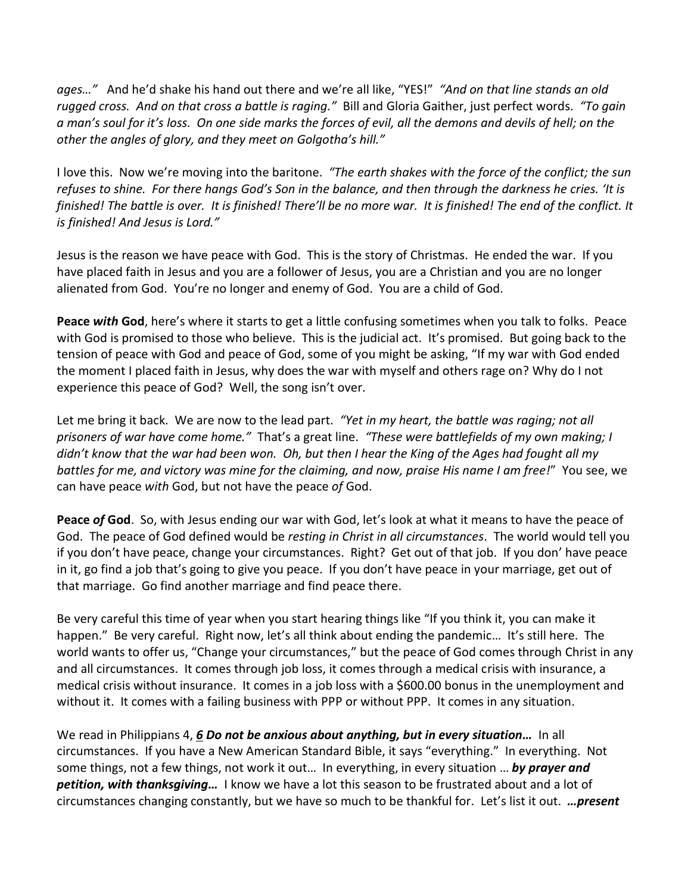*ages…"* And he'd shake his hand out there and we're all like, "YES!" *"And on that line stands an old rugged cross. And on that cross a battle is raging."* Bill and Gloria Gaither, just perfect words. *"To gain a man's soul for it's loss. On one side marks the forces of evil, all the demons and devils of hell; on the other the angles of glory, and they meet on Golgotha's hill."*

I love this. Now we're moving into the baritone. *"The earth shakes with the force of the conflict; the sun refuses to shine. For there hangs God's Son in the balance, and then through the darkness he cries. 'It is finished! The battle is over. It is finished! There'll be no more war. It is finished! The end of the conflict. It is finished! And Jesus is Lord."*

Jesus is the reason we have peace with God. This is the story of Christmas. He ended the war. If you have placed faith in Jesus and you are a follower of Jesus, you are a Christian and you are no longer alienated from God. You're no longer and enemy of God. You are a child of God.

**Peace *with* God**, here's where it starts to get a little confusing sometimes when you talk to folks. Peace with God is promised to those who believe. This is the judicial act. It's promised. But going back to the tension of peace with God and peace of God, some of you might be asking, "If my war with God ended the moment I placed faith in Jesus, why does the war with myself and others rage on? Why do I not experience this peace of God? Well, the song isn't over.

Let me bring it back. We are now to the lead part. *"Yet in my heart, the battle was raging; not all prisoners of war have come home."* That's a great line. *"These were battlefields of my own making; I didn't know that the war had been won. Oh, but then I hear the King of the Ages had fought all my battles for me, and victory was mine for the claiming, and now, praise His name I am free!*" You see, we can have peace *with* God, but not have the peace *of* God.

**Peace *of* God**. So, with Jesus ending our war with God, let's look at what it means to have the peace of God. The peace of God defined would be *resting in Christ in all circumstances*. The world would tell you if you don't have peace, change your circumstances. Right? Get out of that job. If you don' have peace in it, go find a job that's going to give you peace. If you don't have peace in your marriage, get out of that marriage. Go find another marriage and find peace there.

Be very careful this time of year when you start hearing things like "If you think it, you can make it happen." Be very careful. Right now, let's all think about ending the pandemic… It's still here. The world wants to offer us, "Change your circumstances," but the peace of God comes through Christ in any and all circumstances. It comes through job loss, it comes through a medical crisis with insurance, a medical crisis without insurance. It comes in a job loss with a $600.00 bonus in the unemployment and without it. It comes with a failing business with PPP or without PPP. It comes in any situation.

We read in Philippians 4, ***6 Do not be anxious about anything, but in every situation…*** In all circumstances. If you have a New American Standard Bible, it says "everything." In everything. Not some things, not a few things, not work it out… In everything, in every situation … ***by prayer and petition, with thanksgiving…*** I know we have a lot this season to be frustrated about and a lot of circumstances changing constantly, but we have so much to be thankful for. Let's list it out. ***…present***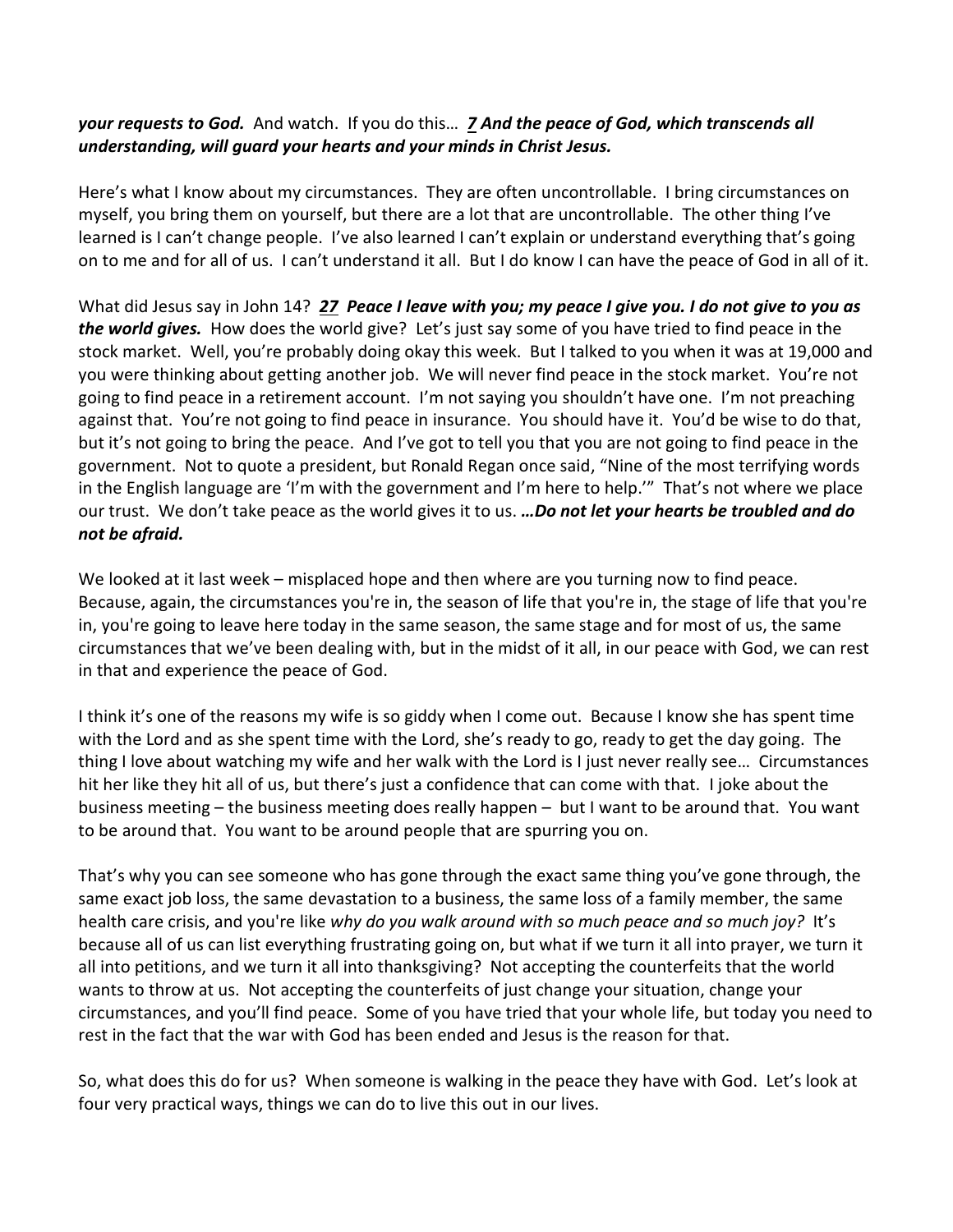***your requests to God.*** And watch. If you do this… ***7 And the peace of God, which transcends all understanding, will guard your hearts and your minds in Christ Jesus.***

Here's what I know about my circumstances. They are often uncontrollable. I bring circumstances on myself, you bring them on yourself, but there are a lot that are uncontrollable. The other thing I've learned is I can't change people. I've also learned I can't explain or understand everything that's going on to me and for all of us. I can't understand it all. But I do know I can have the peace of God in all of it.

What did Jesus say in John 14? ***27 Peace I leave with you; my peace I give you. I do not give to you as the world gives.*** How does the world give? Let's just say some of you have tried to find peace in the stock market. Well, you're probably doing okay this week. But I talked to you when it was at 19,000 and you were thinking about getting another job. We will never find peace in the stock market. You're not going to find peace in a retirement account. I'm not saying you shouldn't have one. I'm not preaching against that. You're not going to find peace in insurance. You should have it. You'd be wise to do that, but it's not going to bring the peace. And I've got to tell you that you are not going to find peace in the government. Not to quote a president, but Ronald Regan once said, "Nine of the most terrifying words in the English language are 'I'm with the government and I'm here to help.'" That's not where we place our trust. We don't take peace as the world gives it to us. ***…Do not let your hearts be troubled and do not be afraid.***

We looked at it last week – misplaced hope and then where are you turning now to find peace. Because, again, the circumstances you're in, the season of life that you're in, the stage of life that you're in, you're going to leave here today in the same season, the same stage and for most of us, the same circumstances that we've been dealing with, but in the midst of it all, in our peace with God, we can rest in that and experience the peace of God.

I think it's one of the reasons my wife is so giddy when I come out. Because I know she has spent time with the Lord and as she spent time with the Lord, she's ready to go, ready to get the day going. The thing I love about watching my wife and her walk with the Lord is I just never really see… Circumstances hit her like they hit all of us, but there's just a confidence that can come with that. I joke about the business meeting – the business meeting does really happen – but I want to be around that. You want to be around that. You want to be around people that are spurring you on.

That's why you can see someone who has gone through the exact same thing you've gone through, the same exact job loss, the same devastation to a business, the same loss of a family member, the same health care crisis, and you're like *why do you walk around with so much peace and so much joy?* It's because all of us can list everything frustrating going on, but what if we turn it all into prayer, we turn it all into petitions, and we turn it all into thanksgiving? Not accepting the counterfeits that the world wants to throw at us. Not accepting the counterfeits of just change your situation, change your circumstances, and you'll find peace. Some of you have tried that your whole life, but today you need to rest in the fact that the war with God has been ended and Jesus is the reason for that.

So, what does this do for us? When someone is walking in the peace they have with God. Let's look at four very practical ways, things we can do to live this out in our lives.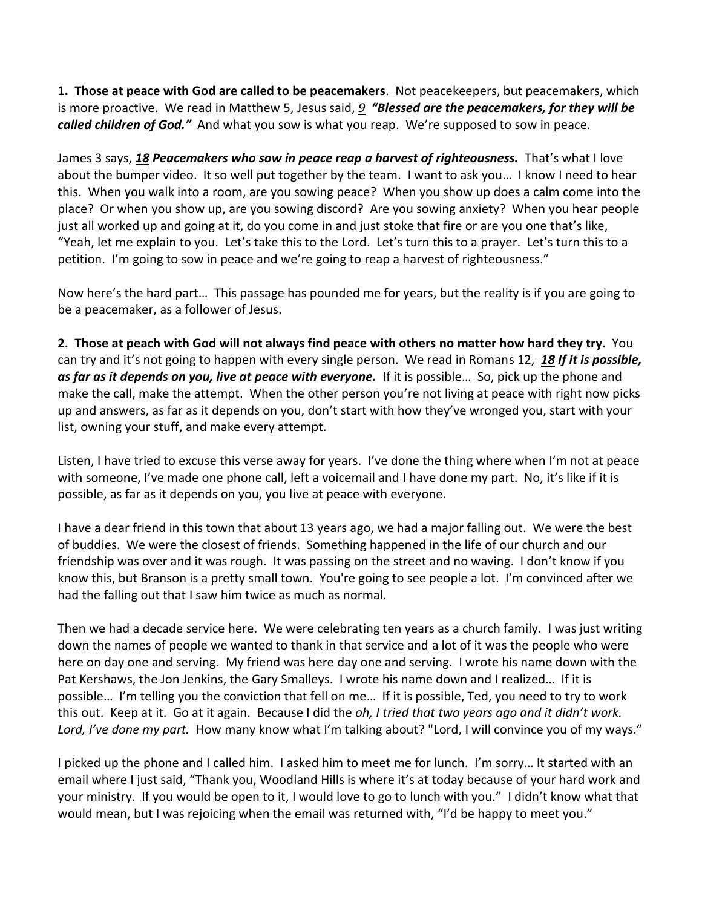**1. Those at peace with God are called to be peacemakers**. Not peacekeepers, but peacemakers, which is more proactive. We read in Matthew 5, Jesus said, ***9*** ***"Blessed are the peacemakers, for they will be called children of God."*** And what you sow is what you reap. We're supposed to sow in peace.

James 3 says, ***18 Peacemakers who sow in peace reap a harvest of righteousness.*** That's what I love about the bumper video. It so well put together by the team. I want to ask you… I know I need to hear this. When you walk into a room, are you sowing peace? When you show up does a calm come into the place? Or when you show up, are you sowing discord? Are you sowing anxiety? When you hear people just all worked up and going at it, do you come in and just stoke that fire or are you one that's like, "Yeah, let me explain to you. Let's take this to the Lord. Let's turn this to a prayer. Let's turn this to a petition. I'm going to sow in peace and we're going to reap a harvest of righteousness."

Now here's the hard part… This passage has pounded me for years, but the reality is if you are going to be a peacemaker, as a follower of Jesus.

**2. Those at peach with God will not always find peace with others no matter how hard they try.** You can try and it's not going to happen with every single person. We read in Romans 12, ***18 If it is possible, as far as it depends on you, live at peace with everyone.*** If it is possible… So, pick up the phone and make the call, make the attempt. When the other person you're not living at peace with right now picks up and answers, as far as it depends on you, don't start with how they've wronged you, start with your list, owning your stuff, and make every attempt.

Listen, I have tried to excuse this verse away for years. I've done the thing where when I'm not at peace with someone, I've made one phone call, left a voicemail and I have done my part. No, it's like if it is possible, as far as it depends on you, you live at peace with everyone.

I have a dear friend in this town that about 13 years ago, we had a major falling out. We were the best of buddies. We were the closest of friends. Something happened in the life of our church and our friendship was over and it was rough. It was passing on the street and no waving. I don't know if you know this, but Branson is a pretty small town. You're going to see people a lot. I'm convinced after we had the falling out that I saw him twice as much as normal.

Then we had a decade service here. We were celebrating ten years as a church family. I was just writing down the names of people we wanted to thank in that service and a lot of it was the people who were here on day one and serving. My friend was here day one and serving. I wrote his name down with the Pat Kershaws, the Jon Jenkins, the Gary Smalleys. I wrote his name down and I realized… If it is possible… I'm telling you the conviction that fell on me… If it is possible, Ted, you need to try to work this out. Keep at it. Go at it again. Because I did the *oh, I tried that two years ago and it didn't work. Lord, I've done my part.* How many know what I'm talking about? "Lord, I will convince you of my ways."

I picked up the phone and I called him. I asked him to meet me for lunch. I'm sorry… It started with an email where I just said, "Thank you, Woodland Hills is where it's at today because of your hard work and your ministry. If you would be open to it, I would love to go to lunch with you." I didn't know what that would mean, but I was rejoicing when the email was returned with, "I'd be happy to meet you."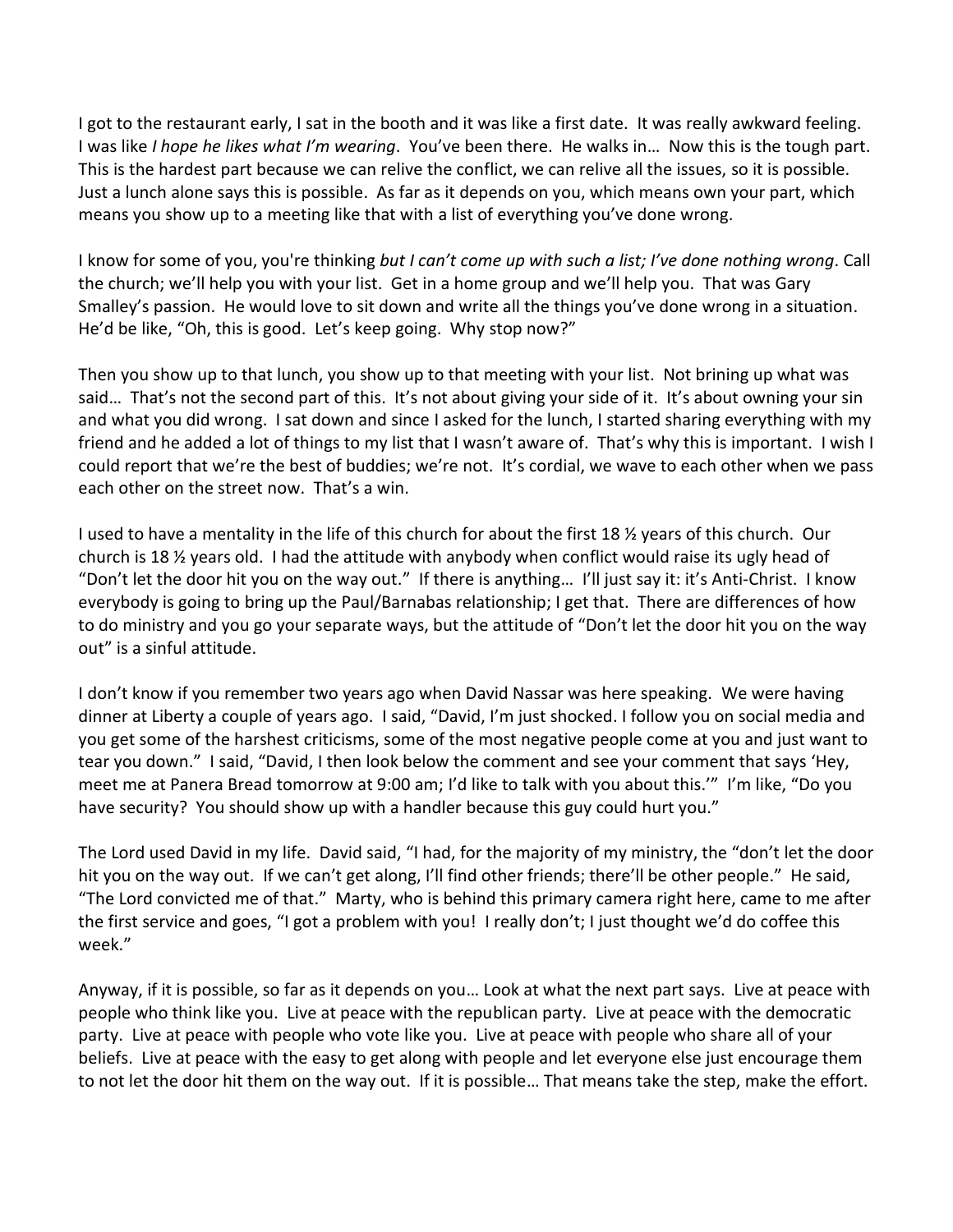I got to the restaurant early, I sat in the booth and it was like a first date. It was really awkward feeling. I was like *I hope he likes what I'm wearing*. You've been there. He walks in… Now this is the tough part. This is the hardest part because we can relive the conflict, we can relive all the issues, so it is possible. Just a lunch alone says this is possible. As far as it depends on you, which means own your part, which means you show up to a meeting like that with a list of everything you've done wrong.

I know for some of you, you're thinking *but I can't come up with such a list; I've done nothing wrong*. Call the church; we'll help you with your list. Get in a home group and we'll help you. That was Gary Smalley's passion. He would love to sit down and write all the things you've done wrong in a situation. He'd be like, "Oh, this is good. Let's keep going. Why stop now?"

Then you show up to that lunch, you show up to that meeting with your list. Not brining up what was said… That's not the second part of this. It's not about giving your side of it. It's about owning your sin and what you did wrong. I sat down and since I asked for the lunch, I started sharing everything with my friend and he added a lot of things to my list that I wasn't aware of. That's why this is important. I wish I could report that we're the best of buddies; we're not. It's cordial, we wave to each other when we pass each other on the street now. That's a win.

I used to have a mentality in the life of this church for about the first 18 ½ years of this church. Our church is 18 ½ years old. I had the attitude with anybody when conflict would raise its ugly head of "Don't let the door hit you on the way out." If there is anything… I'll just say it: it's Anti-Christ. I know everybody is going to bring up the Paul/Barnabas relationship; I get that. There are differences of how to do ministry and you go your separate ways, but the attitude of "Don't let the door hit you on the way out" is a sinful attitude.

I don't know if you remember two years ago when David Nassar was here speaking. We were having dinner at Liberty a couple of years ago. I said, "David, I'm just shocked. I follow you on social media and you get some of the harshest criticisms, some of the most negative people come at you and just want to tear you down." I said, "David, I then look below the comment and see your comment that says 'Hey, meet me at Panera Bread tomorrow at 9:00 am; I'd like to talk with you about this.'" I'm like, "Do you have security? You should show up with a handler because this guy could hurt you."

The Lord used David in my life. David said, "I had, for the majority of my ministry, the "don't let the door hit you on the way out. If we can't get along, I'll find other friends; there'll be other people." He said, "The Lord convicted me of that." Marty, who is behind this primary camera right here, came to me after the first service and goes, "I got a problem with you! I really don't; I just thought we'd do coffee this week."

Anyway, if it is possible, so far as it depends on you… Look at what the next part says. Live at peace with people who think like you. Live at peace with the republican party. Live at peace with the democratic party. Live at peace with people who vote like you. Live at peace with people who share all of your beliefs. Live at peace with the easy to get along with people and let everyone else just encourage them to not let the door hit them on the way out. If it is possible… That means take the step, make the effort.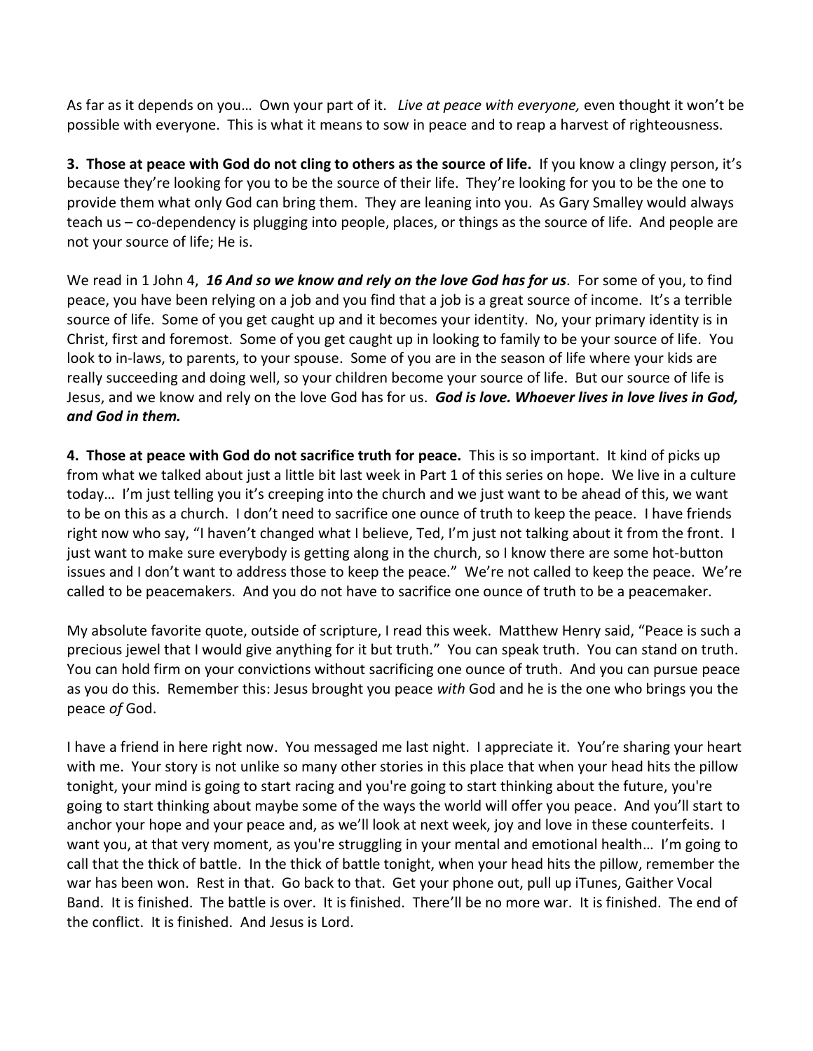As far as it depends on you… Own your part of it. *Live at peace with everyone,* even thought it won't be possible with everyone. This is what it means to sow in peace and to reap a harvest of righteousness.

**3. Those at peace with God do not cling to others as the source of life.** If you know a clingy person, it's because they're looking for you to be the source of their life. They're looking for you to be the one to provide them what only God can bring them. They are leaning into you. As Gary Smalley would always teach us – co-dependency is plugging into people, places, or things as the source of life. And people are not your source of life; He is.

We read in 1 John 4, ***16 And so we know and rely on the love God has for us***. For some of you, to find peace, you have been relying on a job and you find that a job is a great source of income. It's a terrible source of life. Some of you get caught up and it becomes your identity. No, your primary identity is in Christ, first and foremost. Some of you get caught up in looking to family to be your source of life. You look to in-laws, to parents, to your spouse. Some of you are in the season of life where your kids are really succeeding and doing well, so your children become your source of life. But our source of life is Jesus, and we know and rely on the love God has for us. ***God is love. Whoever lives in love lives in God, and God in them.***

**4. Those at peace with God do not sacrifice truth for peace.** This is so important. It kind of picks up from what we talked about just a little bit last week in Part 1 of this series on hope. We live in a culture today… I'm just telling you it's creeping into the church and we just want to be ahead of this, we want to be on this as a church. I don't need to sacrifice one ounce of truth to keep the peace. I have friends right now who say, "I haven't changed what I believe, Ted, I'm just not talking about it from the front. I just want to make sure everybody is getting along in the church, so I know there are some hot-button issues and I don't want to address those to keep the peace." We're not called to keep the peace. We're called to be peacemakers. And you do not have to sacrifice one ounce of truth to be a peacemaker.

My absolute favorite quote, outside of scripture, I read this week. Matthew Henry said, "Peace is such a precious jewel that I would give anything for it but truth." You can speak truth. You can stand on truth. You can hold firm on your convictions without sacrificing one ounce of truth. And you can pursue peace as you do this. Remember this: Jesus brought you peace *with* God and he is the one who brings you the peace *of* God.

I have a friend in here right now. You messaged me last night. I appreciate it. You're sharing your heart with me. Your story is not unlike so many other stories in this place that when your head hits the pillow tonight, your mind is going to start racing and you're going to start thinking about the future, you're going to start thinking about maybe some of the ways the world will offer you peace. And you'll start to anchor your hope and your peace and, as we'll look at next week, joy and love in these counterfeits. I want you, at that very moment, as you're struggling in your mental and emotional health… I'm going to call that the thick of battle. In the thick of battle tonight, when your head hits the pillow, remember the war has been won. Rest in that. Go back to that. Get your phone out, pull up iTunes, Gaither Vocal Band. It is finished. The battle is over. It is finished. There'll be no more war. It is finished. The end of the conflict. It is finished. And Jesus is Lord.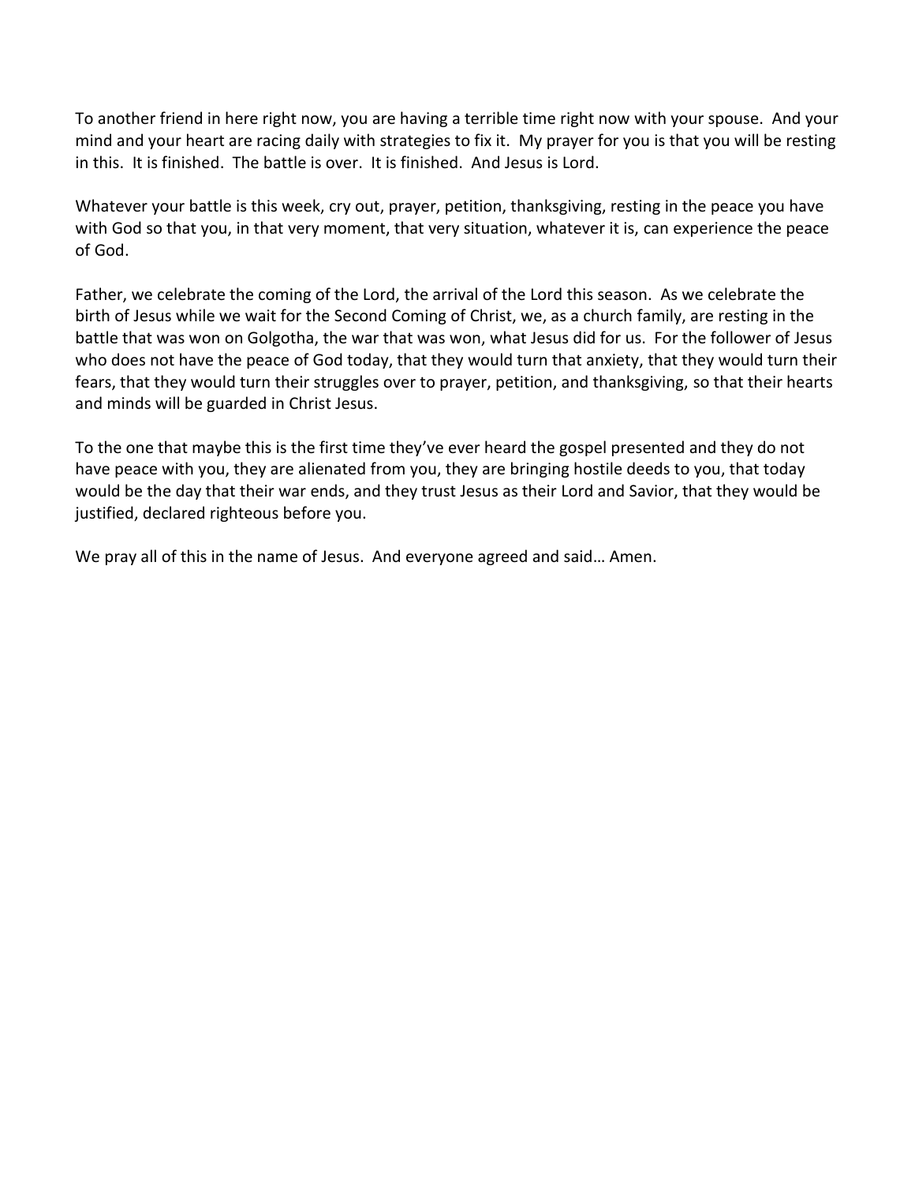To another friend in here right now, you are having a terrible time right now with your spouse. And your mind and your heart are racing daily with strategies to fix it. My prayer for you is that you will be resting in this. It is finished. The battle is over. It is finished. And Jesus is Lord.

Whatever your battle is this week, cry out, prayer, petition, thanksgiving, resting in the peace you have with God so that you, in that very moment, that very situation, whatever it is, can experience the peace of God.

Father, we celebrate the coming of the Lord, the arrival of the Lord this season. As we celebrate the birth of Jesus while we wait for the Second Coming of Christ, we, as a church family, are resting in the battle that was won on Golgotha, the war that was won, what Jesus did for us. For the follower of Jesus who does not have the peace of God today, that they would turn that anxiety, that they would turn their fears, that they would turn their struggles over to prayer, petition, and thanksgiving, so that their hearts and minds will be guarded in Christ Jesus.

To the one that maybe this is the first time they've ever heard the gospel presented and they do not have peace with you, they are alienated from you, they are bringing hostile deeds to you, that today would be the day that their war ends, and they trust Jesus as their Lord and Savior, that they would be justified, declared righteous before you.

We pray all of this in the name of Jesus. And everyone agreed and said… Amen.